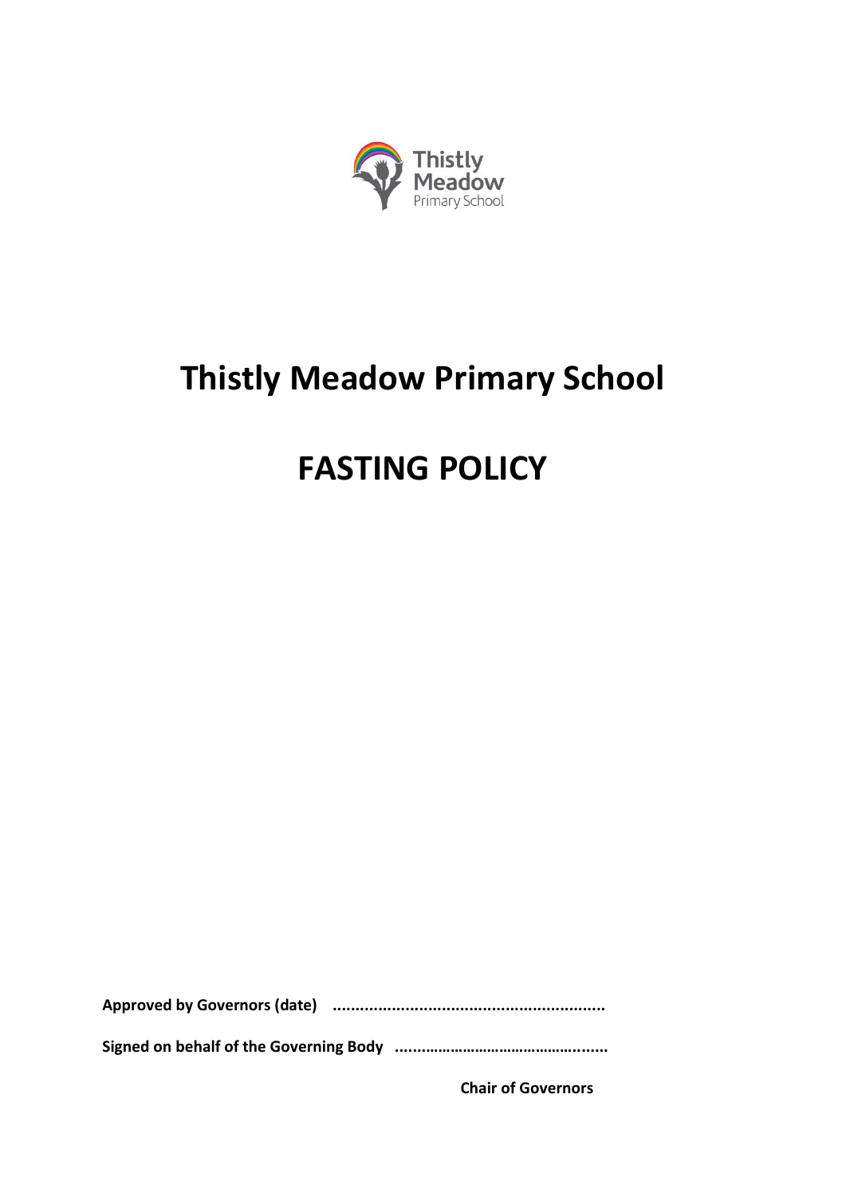# Thistly Meadow Primary School

# FASTING POLICY

**Approved by Governors (date) ...........................................................**

**Signed on behalf of the Governing Body ..................................................**

**Chair of Governors**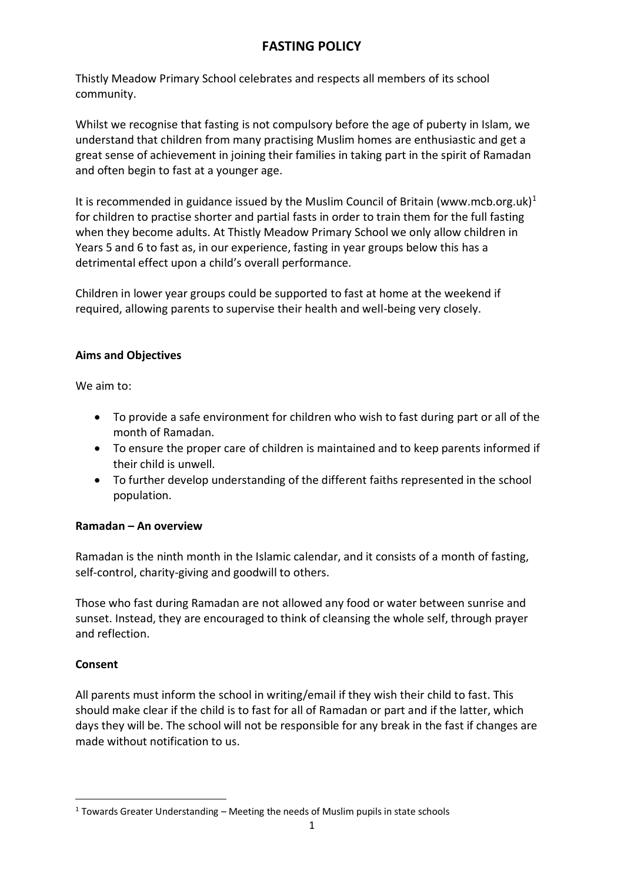# FASTING POLICY

Thistly Meadow Primary School celebrates and respects all members of its school community.

Whilst we recognise that fasting is not compulsory before the age of puberty in Islam, we understand that children from many practising Muslim homes are enthusiastic and get a great sense of achievement in joining their families in taking part in the spirit of Ramadan and often begin to fast at a younger age.

It is recommended in guidance issued by the Muslim Council of Britain (www.mcb.org.uk)[1] for children to practise shorter and partial fasts in order to train them for the full fasting when they become adults. At Thistly Meadow Primary School we only allow children in Years 5 and 6 to fast as, in our experience, fasting in year groups below this has a detrimental effect upon a child's overall performance.

Children in lower year groups could be supported to fast at home at the weekend if required, allowing parents to supervise their health and well-being very closely.

**Aims and Objectives**

We aim to:

- To provide a safe environment for children who wish to fast during part or all of the month of Ramadan.
- To ensure the proper care of children is maintained and to keep parents informed if their child is unwell.
- To further develop understanding of the different faiths represented in the school population.

**Ramadan – An overview**

Ramadan is the ninth month in the Islamic calendar, and it consists of a month of fasting, self-control, charity-giving and goodwill to others.

Those who fast during Ramadan are not allowed any food or water between sunrise and sunset. Instead, they are encouraged to think of cleansing the whole self, through prayer and reflection.

**Consent**

All parents must inform the school in writing/email if they wish their child to fast. This should make clear if the child is to fast for all of Ramadan or part and if the latter, which days they will be. The school will not be responsible for any break in the fast if changes are made without notification to us.

[1] Towards Greater Understanding – Meeting the needs of Muslim pupils in state schools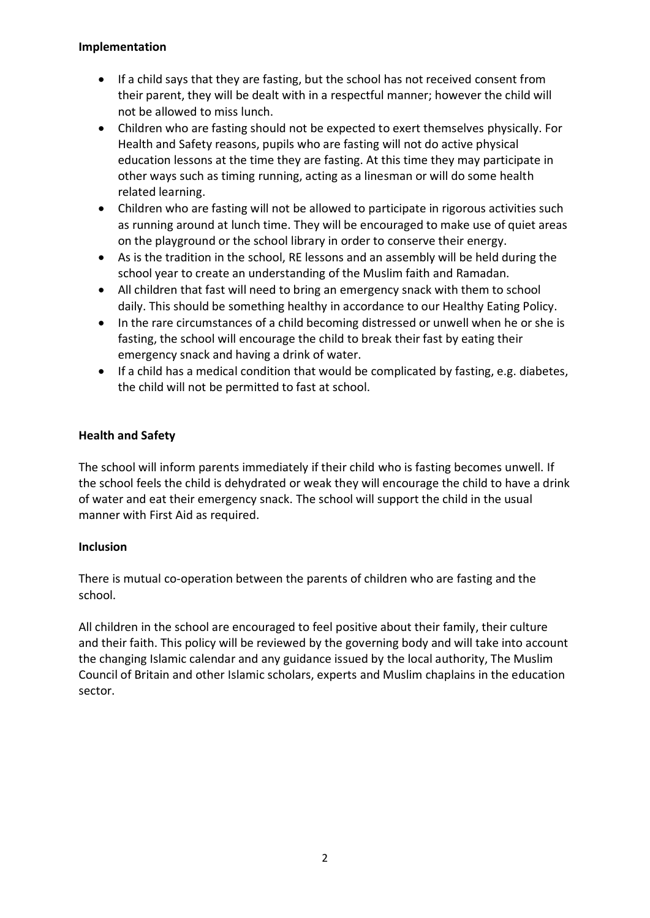**Implementation**

- If a child says that they are fasting, but the school has not received consent from their parent, they will be dealt with in a respectful manner; however the child will not be allowed to miss lunch.
- Children who are fasting should not be expected to exert themselves physically. For Health and Safety reasons, pupils who are fasting will not do active physical education lessons at the time they are fasting. At this time they may participate in other ways such as timing running, acting as a linesman or will do some health related learning.
- Children who are fasting will not be allowed to participate in rigorous activities such as running around at lunch time. They will be encouraged to make use of quiet areas on the playground or the school library in order to conserve their energy.
- As is the tradition in the school, RE lessons and an assembly will be held during the school year to create an understanding of the Muslim faith and Ramadan.
- All children that fast will need to bring an emergency snack with them to school daily. This should be something healthy in accordance to our Healthy Eating Policy.
- In the rare circumstances of a child becoming distressed or unwell when he or she is fasting, the school will encourage the child to break their fast by eating their emergency snack and having a drink of water.
- If a child has a medical condition that would be complicated by fasting, e.g. diabetes, the child will not be permitted to fast at school.

**Health and Safety**

The school will inform parents immediately if their child who is fasting becomes unwell. If the school feels the child is dehydrated or weak they will encourage the child to have a drink of water and eat their emergency snack. The school will support the child in the usual manner with First Aid as required.

**Inclusion**

There is mutual co-operation between the parents of children who are fasting and the school.

All children in the school are encouraged to feel positive about their family, their culture and their faith. This policy will be reviewed by the governing body and will take into account the changing Islamic calendar and any guidance issued by the local authority, The Muslim Council of Britain and other Islamic scholars, experts and Muslim chaplains in the education sector.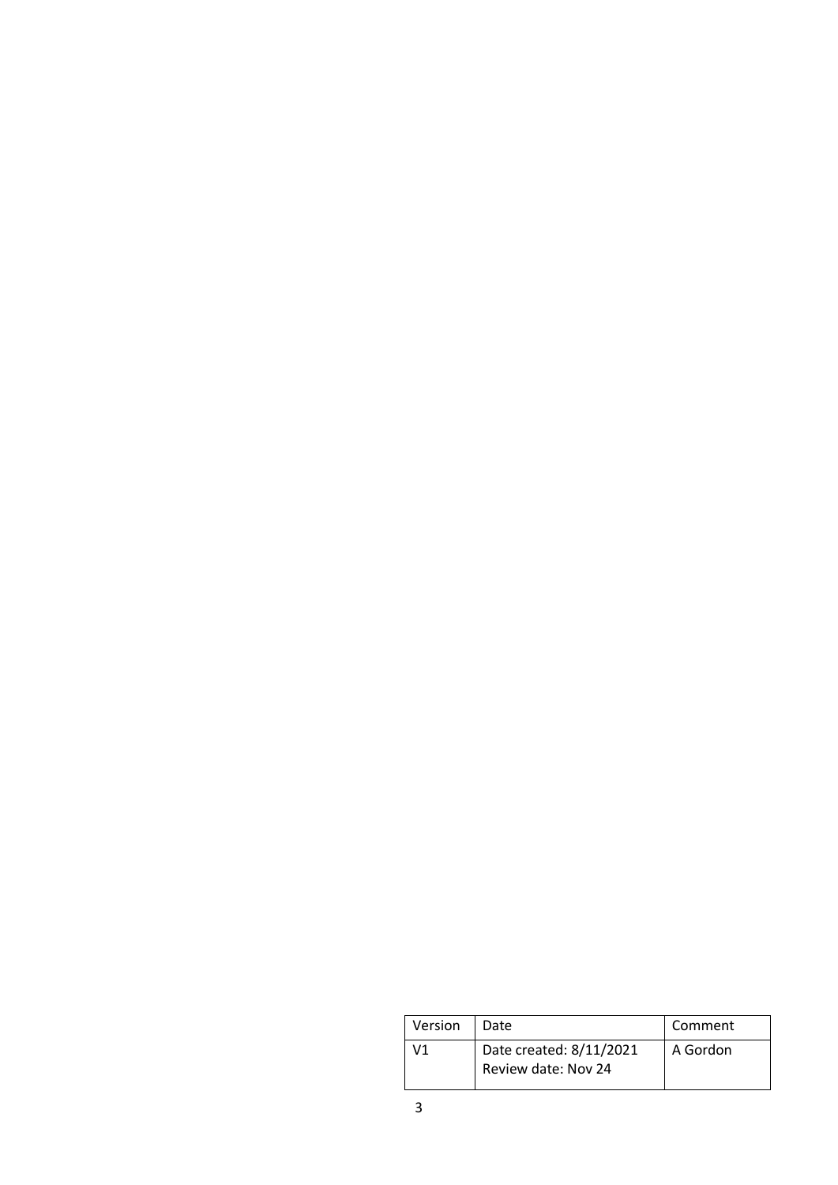| Version | Date | Comment |
| --- | --- | --- |
| V1 | Date created: 8/11/2021<br>Review date: Nov 24 | A Gordon |